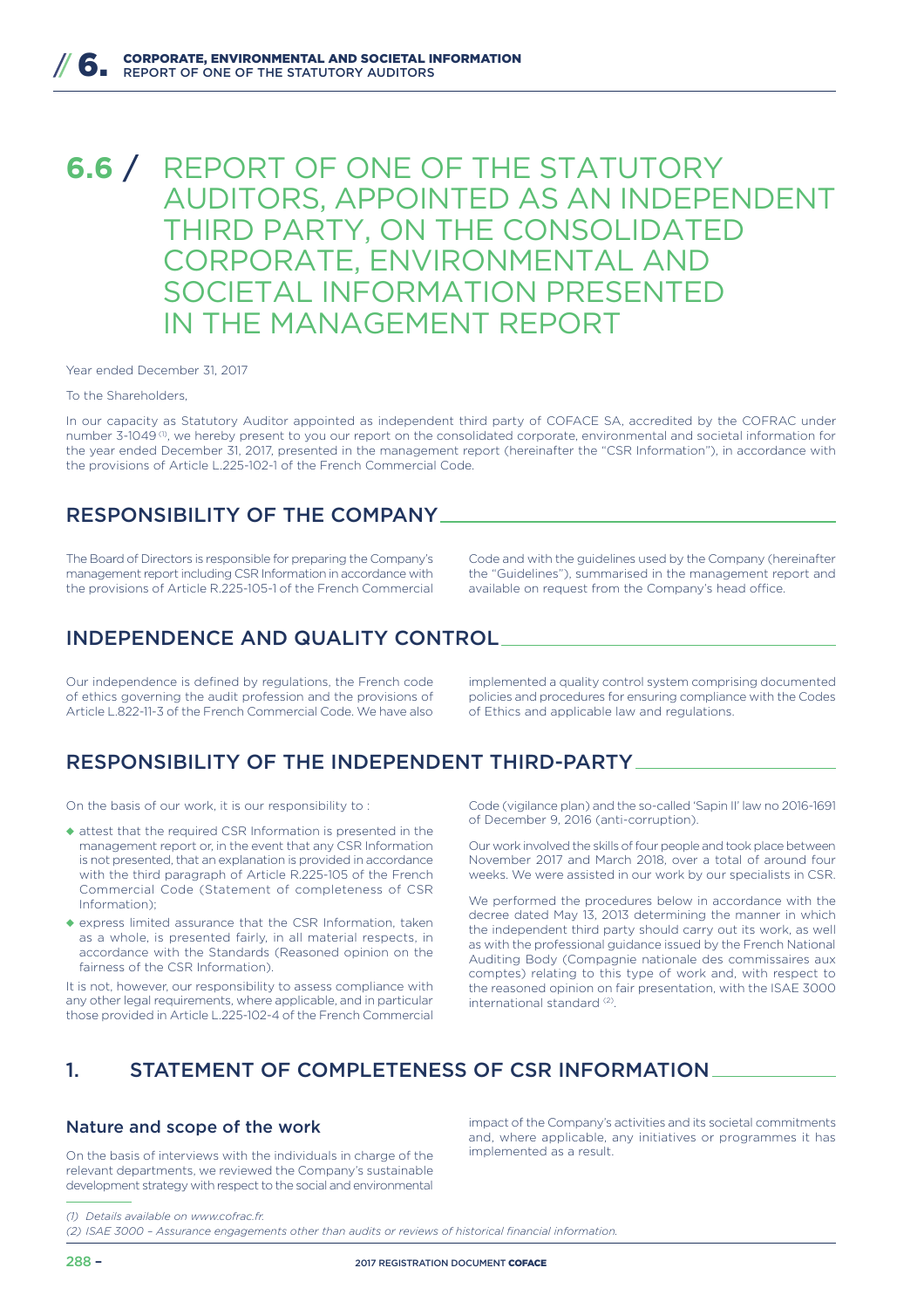# 6.6 / REPORT OF ONE OF THE STATUTORY AUDITORS, APPOINTED AS AN INDEPENDENT THIRD PARTY, ON THE CONSOLIDATED CORPORATE, ENVIRONMENTAL AND SOCIETAL INFORMATION PRESENTED IN THE MANAGEMENT REPORT

Year ended December 31, 2017

To the Shareholders,

In our capacity as Statutory Auditor appointed as independent third party of COFACE SA, accredited by the COFRAC under number 3-1049 [1], we hereby present to you our report on the consolidated corporate, environmental and societal information for the year ended December 31, 2017, presented in the management report (hereinafter the "CSR Information"), in accordance with the provisions of Article L.225-102-1 of the French Commercial Code.

## RESPONSIBILITY OF THE COMPANY

The Board of Directors is responsible for preparing the Company's management report including CSR Information in accordance with the provisions of Article R.225-105-1 of the French Commercial Code and with the guidelines used by the Company (hereinafter the "Guidelines"), summarised in the management report and available on request from the Company's head office.

## INDEPENDENCE AND QUALITY CONTROL

Our independence is defined by regulations, the French code of ethics governing the audit profession and the provisions of Article L.822-11-3 of the French Commercial Code. We have also implemented a quality control system comprising documented policies and procedures for ensuring compliance with the Codes of Ethics and applicable law and regulations.

## RESPONSIBILITY OF THE INDEPENDENT THIRD-PARTY

On the basis of our work, it is our responsibility to :

- attest that the required CSR Information is presented in the management report or, in the event that any CSR Information is not presented, that an explanation is provided in accordance with the third paragraph of Article R.225-105 of the French Commercial Code (Statement of completeness of CSR Information);
- express limited assurance that the CSR Information, taken as a whole, is presented fairly, in all material respects, in accordance with the Standards (Reasoned opinion on the fairness of the CSR Information).

It is not, however, our responsibility to assess compliance with any other legal requirements, where applicable, and in particular those provided in Article L.225-102-4 of the French Commercial Code (vigilance plan) and the so-called 'Sapin II' law no 2016-1691 of December 9, 2016 (anti-corruption).

Our work involved the skills of four people and took place between November 2017 and March 2018, over a total of around four weeks. We were assisted in our work by our specialists in CSR.

We performed the procedures below in accordance with the decree dated May 13, 2013 determining the manner in which the independent third party should carry out its work, as well as with the professional guidance issued by the French National Auditing Body (Compagnie nationale des commissaires aux comptes) relating to this type of work and, with respect to the reasoned opinion on fair presentation, with the ISAE 3000 international standard [2].

## 1. STATEMENT OF COMPLETENESS OF CSR INFORMATION

### Nature and scope of the work

On the basis of interviews with the individuals in charge of the relevant departments, we reviewed the Company's sustainable development strategy with respect to the social and environmental impact of the Company's activities and its societal commitments and, where applicable, any initiatives or programmes it has implemented as a result.

*(1) Details available on www.cofrac.fr.*

*(2) ISAE 3000 – Assurance engagements other than audits or reviews of historical financial information.*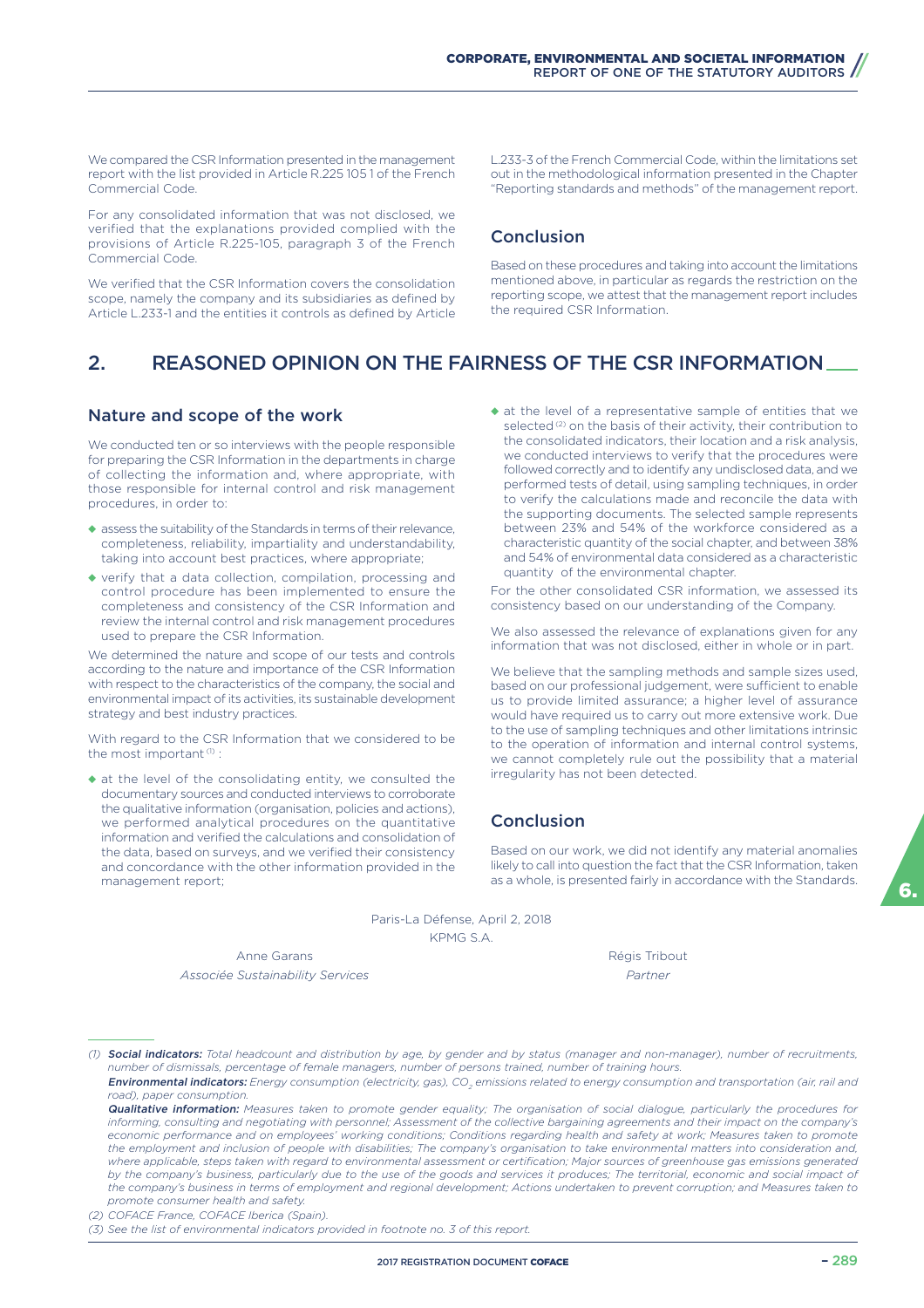We compared the CSR Information presented in the management report with the list provided in Article R.225 105 1 of the French Commercial Code.

For any consolidated information that was not disclosed, we verified that the explanations provided complied with the provisions of Article R.225-105, paragraph 3 of the French Commercial Code.

We verified that the CSR Information covers the consolidation scope, namely the company and its subsidiaries as defined by Article L.233-1 and the entities it controls as defined by Article L.233-3 of the French Commercial Code, within the limitations set out in the methodological information presented in the Chapter "Reporting standards and methods" of the management report.

### Conclusion

Based on these procedures and taking into account the limitations mentioned above, in particular as regards the restriction on the reporting scope, we attest that the management report includes the required CSR Information.

## 2. REASONED OPINION ON THE FAIRNESS OF THE CSR INFORMATION

### Nature and scope of the work

We conducted ten or so interviews with the people responsible for preparing the CSR Information in the departments in charge of collecting the information and, where appropriate, with those responsible for internal control and risk management procedures, in order to:

- assess the suitability of the Standards in terms of their relevance, completeness, reliability, impartiality and understandability, taking into account best practices, where appropriate;
- verify that a data collection, compilation, processing and control procedure has been implemented to ensure the completeness and consistency of the CSR Information and review the internal control and risk management procedures used to prepare the CSR Information.

We determined the nature and scope of our tests and controls according to the nature and importance of the CSR Information with respect to the characteristics of the company, the social and environmental impact of its activities, its sustainable development strategy and best industry practices.

With regard to the CSR Information that we considered to be the most important [(1)]:

- at the level of the consolidating entity, we consulted the documentary sources and conducted interviews to corroborate the qualitative information (organisation, policies and actions), we performed analytical procedures on the quantitative information and verified the calculations and consolidation of the data, based on surveys, and we verified their consistency and concordance with the other information provided in the management report;
- at the level of a representative sample of entities that we selected [(2)] on the basis of their activity, their contribution to the consolidated indicators, their location and a risk analysis, we conducted interviews to verify that the procedures were followed correctly and to identify any undisclosed data, and we performed tests of detail, using sampling techniques, in order to verify the calculations made and reconcile the data with the supporting documents. The selected sample represents between 23% and 54% of the workforce considered as a characteristic quantity of the social chapter, and between 38% and 54% of environmental data considered as a characteristic quantity of the environmental chapter.

For the other consolidated CSR information, we assessed its consistency based on our understanding of the Company.

We also assessed the relevance of explanations given for any information that was not disclosed, either in whole or in part.

We believe that the sampling methods and sample sizes used, based on our professional judgement, were sufficient to enable us to provide limited assurance; a higher level of assurance would have required us to carry out more extensive work. Due to the use of sampling techniques and other limitations intrinsic to the operation of information and internal control systems, we cannot completely rule out the possibility that a material irregularity has not been detected.

### Conclusion

Based on our work, we did not identify any material anomalies likely to call into question the fact that the CSR Information, taken as a whole, is presented fairly in accordance with the Standards.

Paris-La Défense, April 2, 2018

KPMG S.A.

Anne Garans
*Associée Sustainability Services*

Régis Tribout
*Partner*

---

(1) ***Social indicators:*** *Total headcount and distribution by age, by gender and by status (manager and non-manager), number of recruitments, number of dismissals, percentage of female managers, number of persons trained, number of training hours.*

***Environmental indicators:*** *Energy consumption (electricity, gas), $CO_2$ emissions related to energy consumption and transportation (air, rail and road), paper consumption.*

***Qualitative information:*** *Measures taken to promote gender equality; The organisation of social dialogue, particularly the procedures for informing, consulting and negotiating with personnel; Assessment of the collective bargaining agreements and their impact on the company's economic performance and on employees' working conditions; Conditions regarding health and safety at work; Measures taken to promote the employment and inclusion of people with disabilities; The company's organisation to take environmental matters into consideration and, where applicable, steps taken with regard to environmental assessment or certification; Major sources of greenhouse gas emissions generated by the company's business, particularly due to the use of the goods and services it produces; The territorial, economic and social impact of the company's business in terms of employment and regional development; Actions undertaken to prevent corruption; and Measures taken to promote consumer health and safety.*

(2) *COFACE France, COFACE Iberica (Spain).*

(3) *See the list of environmental indicators provided in footnote no. 3 of this report.*